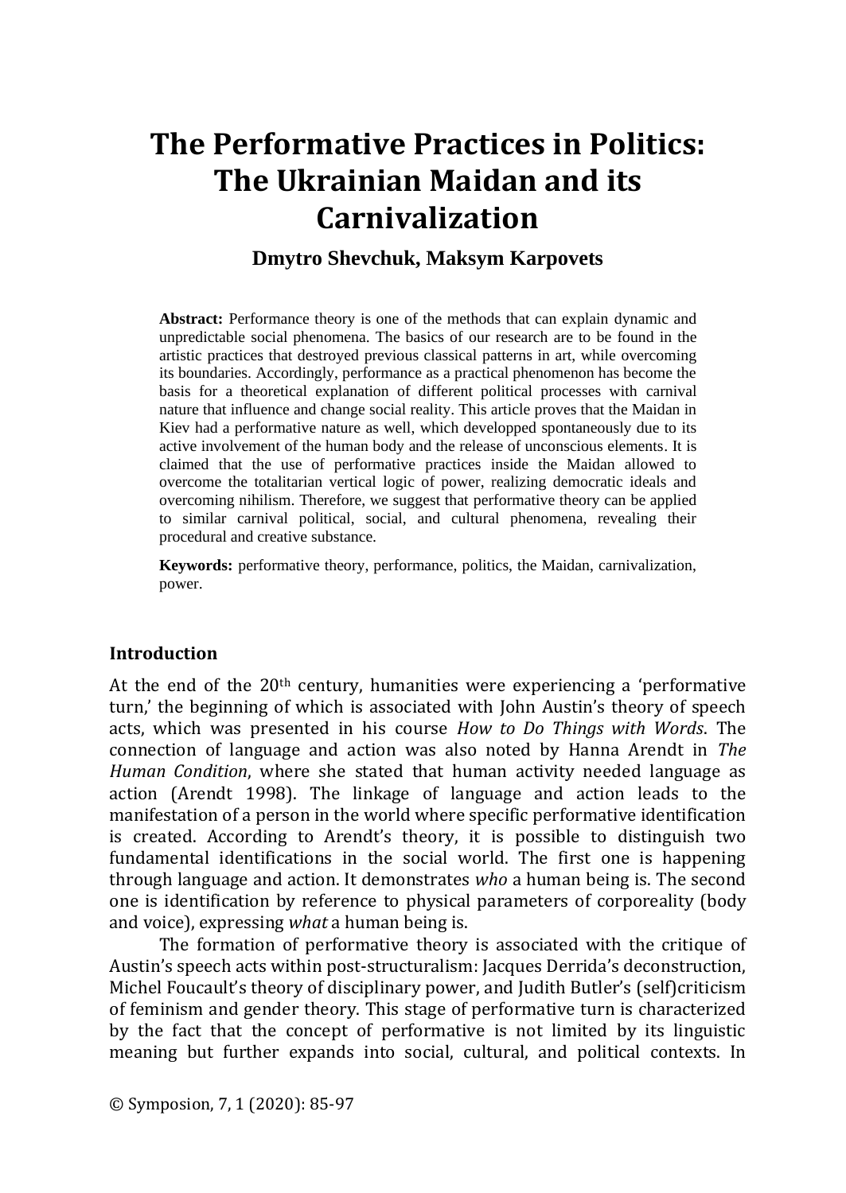# The Performative Practices in Politics: The Ukrainian Maidan and its Carnivalization

**Dmytro Shevchuk, Maksym Karpovets**

**Abstract:** Performance theory is one of the methods that can explain dynamic and unpredictable social phenomena. The basics of our research are to be found in the artistic practices that destroyed previous classical patterns in art, while overcoming its boundaries. Accordingly, performance as a practical phenomenon has become the basis for a theoretical explanation of different political processes with carnival nature that influence and change social reality. This article proves that the Maidan in Kiev had a performative nature as well, which developped spontaneously due to its active involvement of the human body and the release of unconscious elements. It is claimed that the use of performative practices inside the Maidan allowed to overcome the totalitarian vertical logic of power, realizing democratic ideals and overcoming nihilism. Therefore, we suggest that performative theory can be applied to similar carnival political, social, and cultural phenomena, revealing their procedural and creative substance.

**Keywords:** performative theory, performance, politics, the Maidan, carnivalization, power.

## Introduction

At the end of the 20th century, humanities were experiencing a 'performative turn,' the beginning of which is associated with John Austin's theory of speech acts, which was presented in his course *How to Do Things with Words*. The connection of language and action was also noted by Hanna Arendt in *The Human Condition*, where she stated that human activity needed language as action (Arendt 1998). The linkage of language and action leads to the manifestation of a person in the world where specific performative identification is created. According to Arendt's theory, it is possible to distinguish two fundamental identifications in the social world. The first one is happening through language and action. It demonstrates *who* a human being is. The second one is identification by reference to physical parameters of corporeality (body and voice), expressing *what* a human being is.

The formation of performative theory is associated with the critique of Austin's speech acts within post-structuralism: Jacques Derrida's deconstruction, Michel Foucault's theory of disciplinary power, and Judith Butler's (self)criticism of feminism and gender theory. This stage of performative turn is characterized by the fact that the concept of performative is not limited by its linguistic meaning but further expands into social, cultural, and political contexts. In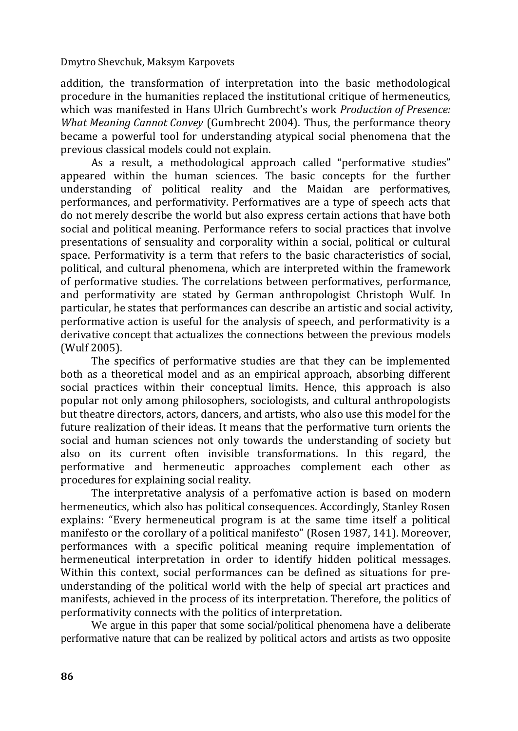addition, the transformation of interpretation into the basic methodological procedure in the humanities replaced the institutional critique of hermeneutics, which was manifested in Hans Ulrich Gumbrecht's work *Production of Presence: What Meaning Cannot Convey* (Gumbrecht 2004). Thus, the performance theory became a powerful tool for understanding atypical social phenomena that the previous classical models could not explain.

As a result, a methodological approach called "performative studies" appeared within the human sciences. The basic concepts for the further understanding of political reality and the Maidan are performatives, performances, and performativity. Performatives are a type of speech acts that do not merely describe the world but also express certain actions that have both social and political meaning. Performance refers to social practices that involve presentations of sensuality and corporality within a social, political or cultural space. Performativity is a term that refers to the basic characteristics of social, political, and cultural phenomena, which are interpreted within the framework of performative studies. The correlations between performatives, performance, and performativity are stated by German anthropologist Christoph Wulf. In particular, he states that performances can describe an artistic and social activity, performative action is useful for the analysis of speech, and performativity is a derivative concept that actualizes the connections between the previous models (Wulf 2005).

The specifics of performative studies are that they can be implemented both as a theoretical model and as an empirical approach, absorbing different social practices within their conceptual limits. Hence, this approach is also popular not only among philosophers, sociologists, and cultural anthropologists but theatre directors, actors, dancers, and artists, who also use this model for the future realization of their ideas. It means that the performative turn orients the social and human sciences not only towards the understanding of society but also on its current often invisible transformations. In this regard, the performative and hermeneutic approaches complement each other as procedures for explaining social reality.

The interpretative analysis of a perfomative action is based on modern hermeneutics, which also has political consequences. Accordingly, Stanley Rosen explains: "Every hermeneutical program is at the same time itself a political manifesto or the corollary of a political manifesto" (Rosen 1987, 141). Moreover, performances with a specific political meaning require implementation of hermeneutical interpretation in order to identify hidden political messages. Within this context, social performances can be defined as situations for pre-understanding of the political world with the help of special art practices and manifests, achieved in the process of its interpretation. Therefore, the politics of performativity connects with the politics of interpretation.

We argue in this paper that some social/political phenomena have a deliberate performative nature that can be realized by political actors and artists as two opposite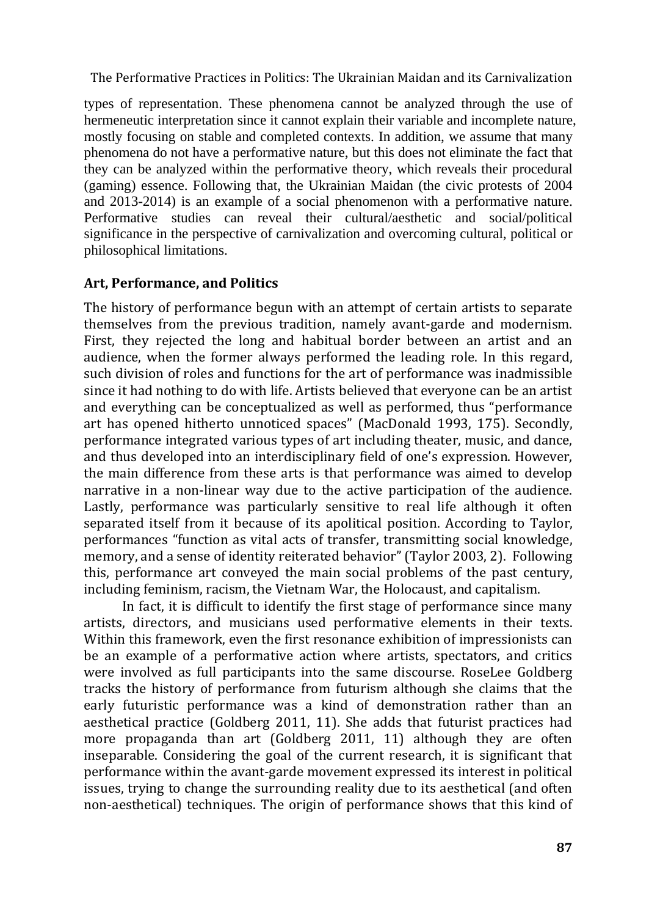types of representation. These phenomena cannot be analyzed through the use of hermeneutic interpretation since it cannot explain their variable and incomplete nature, mostly focusing on stable and completed contexts. In addition, we assume that many phenomena do not have a performative nature, but this does not eliminate the fact that they can be analyzed within the performative theory, which reveals their procedural (gaming) essence. Following that, the Ukrainian Maidan (the civic protests of 2004 and 2013-2014) is an example of a social phenomenon with a performative nature. Performative studies can reveal their cultural/aesthetic and social/political significance in the perspective of carnivalization and overcoming cultural, political or philosophical limitations.

## Art, Performance, and Politics

The history of performance begun with an attempt of certain artists to separate themselves from the previous tradition, namely avant-garde and modernism. First, they rejected the long and habitual border between an artist and an audience, when the former always performed the leading role. In this regard, such division of roles and functions for the art of performance was inadmissible since it had nothing to do with life. Artists believed that everyone can be an artist and everything can be conceptualized as well as performed, thus "performance art has opened hitherto unnoticed spaces" (MacDonald 1993, 175). Secondly, performance integrated various types of art including theater, music, and dance, and thus developed into an interdisciplinary field of one's expression. However, the main difference from these arts is that performance was aimed to develop narrative in a non-linear way due to the active participation of the audience. Lastly, performance was particularly sensitive to real life although it often separated itself from it because of its apolitical position. According to Taylor, performances "function as vital acts of transfer, transmitting social knowledge, memory, and a sense of identity reiterated behavior" (Taylor 2003, 2). Following this, performance art conveyed the main social problems of the past century, including feminism, racism, the Vietnam War, the Holocaust, and capitalism.

In fact, it is difficult to identify the first stage of performance since many artists, directors, and musicians used performative elements in their texts. Within this framework, even the first resonance exhibition of impressionists can be an example of a performative action where artists, spectators, and critics were involved as full participants into the same discourse. RoseLee Goldberg tracks the history of performance from futurism although she claims that the early futuristic performance was a kind of demonstration rather than an aesthetical practice (Goldberg 2011, 11). She adds that futurist practices had more propaganda than art (Goldberg 2011, 11) although they are often inseparable. Considering the goal of the current research, it is significant that performance within the avant-garde movement expressed its interest in political issues, trying to change the surrounding reality due to its aesthetical (and often non-aesthetical) techniques. The origin of performance shows that this kind of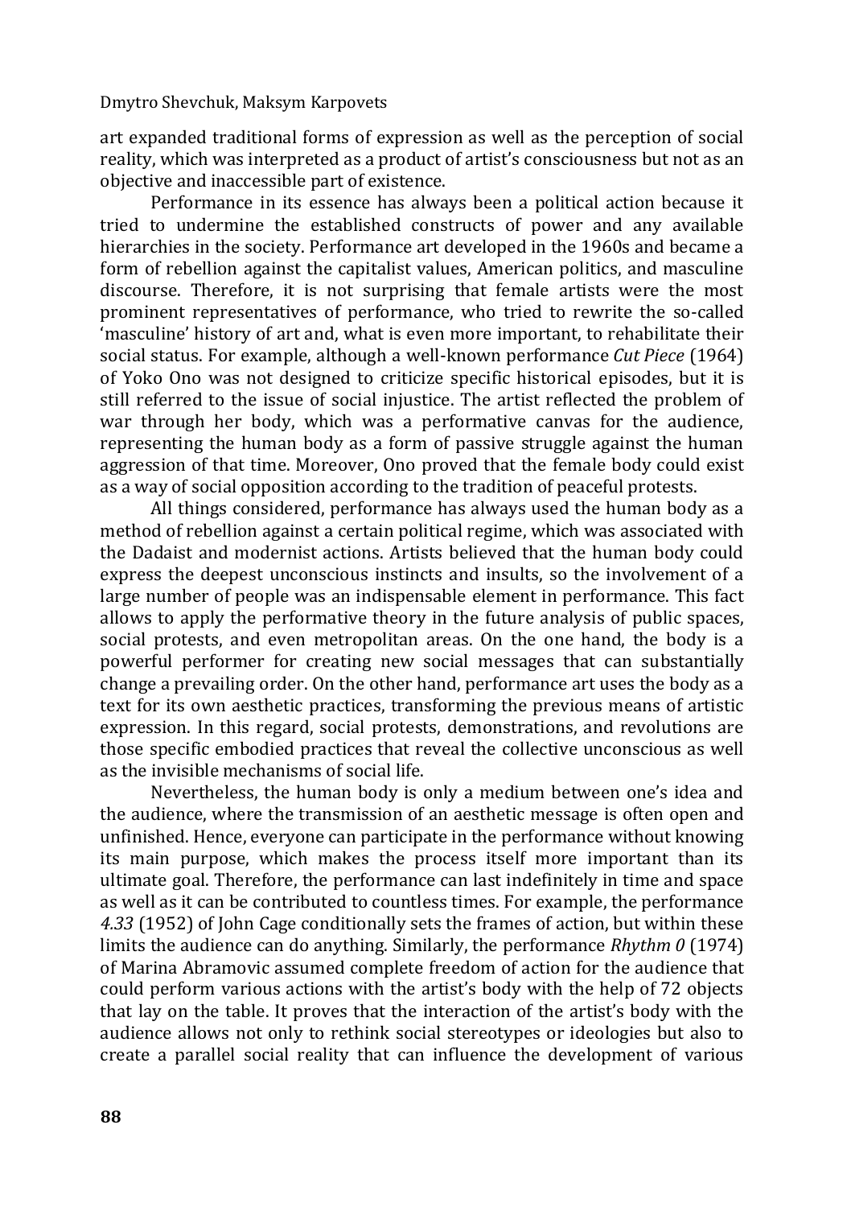art expanded traditional forms of expression as well as the perception of social reality, which was interpreted as a product of artist's consciousness but not as an objective and inaccessible part of existence.

Performance in its essence has always been a political action because it tried to undermine the established constructs of power and any available hierarchies in the society. Performance art developed in the 1960s and became a form of rebellion against the capitalist values, American politics, and masculine discourse. Therefore, it is not surprising that female artists were the most prominent representatives of performance, who tried to rewrite the so-called 'masculine' history of art and, what is even more important, to rehabilitate their social status. For example, although a well-known performance *Cut Piece* (1964) of Yoko Ono was not designed to criticize specific historical episodes, but it is still referred to the issue of social injustice. The artist reflected the problem of war through her body, which was a performative canvas for the audience, representing the human body as a form of passive struggle against the human aggression of that time. Moreover, Ono proved that the female body could exist as a way of social opposition according to the tradition of peaceful protests.

All things considered, performance has always used the human body as a method of rebellion against a certain political regime, which was associated with the Dadaist and modernist actions. Artists believed that the human body could express the deepest unconscious instincts and insults, so the involvement of a large number of people was an indispensable element in performance. This fact allows to apply the performative theory in the future analysis of public spaces, social protests, and even metropolitan areas. On the one hand, the body is a powerful performer for creating new social messages that can substantially change a prevailing order. On the other hand, performance art uses the body as a text for its own aesthetic practices, transforming the previous means of artistic expression. In this regard, social protests, demonstrations, and revolutions are those specific embodied practices that reveal the collective unconscious as well as the invisible mechanisms of social life.

Nevertheless, the human body is only a medium between one's idea and the audience, where the transmission of an aesthetic message is often open and unfinished. Hence, everyone can participate in the performance without knowing its main purpose, which makes the process itself more important than its ultimate goal. Therefore, the performance can last indefinitely in time and space as well as it can be contributed to countless times. For example, the performance *4.33* (1952) of John Cage conditionally sets the frames of action, but within these limits the audience can do anything. Similarly, the performance *Rhythm 0* (1974) of Marina Abramovic assumed complete freedom of action for the audience that could perform various actions with the artist's body with the help of 72 objects that lay on the table. It proves that the interaction of the artist's body with the audience allows not only to rethink social stereotypes or ideologies but also to create a parallel social reality that can influence the development of various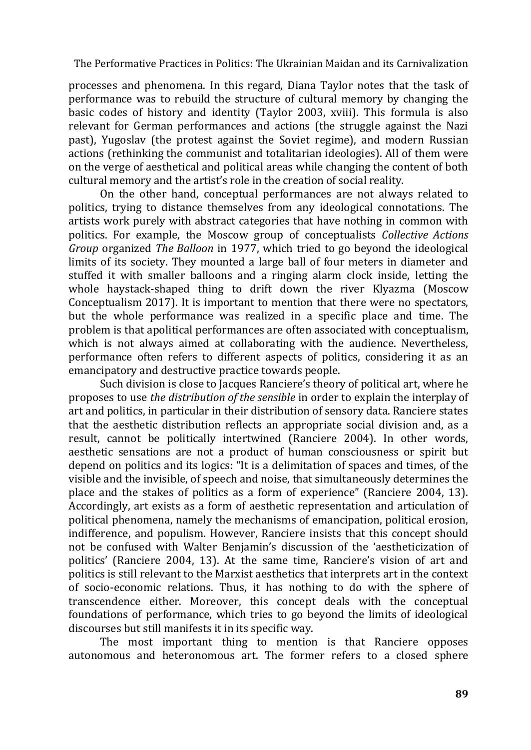processes and phenomena. In this regard, Diana Taylor notes that the task of performance was to rebuild the structure of cultural memory by changing the basic codes of history and identity (Taylor 2003, xviii). This formula is also relevant for German performances and actions (the struggle against the Nazi past), Yugoslav (the protest against the Soviet regime), and modern Russian actions (rethinking the communist and totalitarian ideologies). All of them were on the verge of aesthetical and political areas while changing the content of both cultural memory and the artist's role in the creation of social reality.

On the other hand, conceptual performances are not always related to politics, trying to distance themselves from any ideological connotations. The artists work purely with abstract categories that have nothing in common with politics. For example, the Moscow group of conceptualists *Collective Actions Group* organized *The Balloon* in 1977, which tried to go beyond the ideological limits of its society. They mounted a large ball of four meters in diameter and stuffed it with smaller balloons and a ringing alarm clock inside, letting the whole haystack-shaped thing to drift down the river Klyazma (Moscow Conceptualism 2017). It is important to mention that there were no spectators, but the whole performance was realized in a specific place and time. The problem is that apolitical performances are often associated with conceptualism, which is not always aimed at collaborating with the audience. Nevertheless, performance often refers to different aspects of politics, considering it as an emancipatory and destructive practice towards people.

Such division is close to Jacques Ranciere's theory of political art, where he proposes to use *the distribution of the sensible* in order to explain the interplay of art and politics, in particular in their distribution of sensory data. Ranciere states that the aesthetic distribution reflects an appropriate social division and, as a result, cannot be politically intertwined (Ranciere 2004). In other words, aesthetic sensations are not a product of human consciousness or spirit but depend on politics and its logics: "It is a delimitation of spaces and times, of the visible and the invisible, of speech and noise, that simultaneously determines the place and the stakes of politics as a form of experience" (Ranciere 2004, 13). Accordingly, art exists as a form of aesthetic representation and articulation of political phenomena, namely the mechanisms of emancipation, political erosion, indifference, and populism. However, Ranciere insists that this concept should not be confused with Walter Benjamin's discussion of the 'aestheticization of politics' (Ranciere 2004, 13). At the same time, Ranciere's vision of art and politics is still relevant to the Marxist aesthetics that interprets art in the context of socio-economic relations. Thus, it has nothing to do with the sphere of transcendence either. Moreover, this concept deals with the conceptual foundations of performance, which tries to go beyond the limits of ideological discourses but still manifests it in its specific way.

The most important thing to mention is that Ranciere opposes autonomous and heteronomous art. The former refers to a closed sphere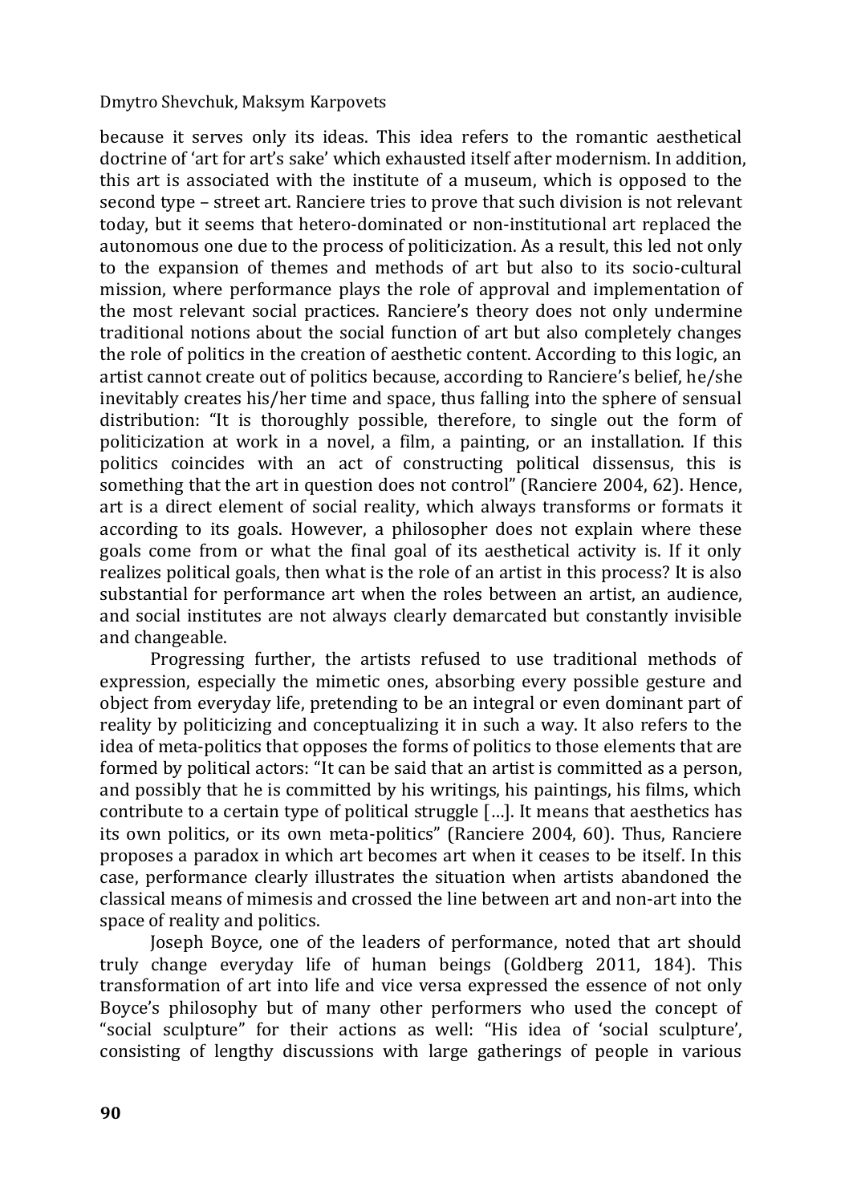because it serves only its ideas. This idea refers to the romantic aesthetical doctrine of 'art for art's sake' which exhausted itself after modernism. In addition, this art is associated with the institute of a museum, which is opposed to the second type – street art. Ranciere tries to prove that such division is not relevant today, but it seems that hetero-dominated or non-institutional art replaced the autonomous one due to the process of politicization. As a result, this led not only to the expansion of themes and methods of art but also to its socio-cultural mission, where performance plays the role of approval and implementation of the most relevant social practices. Ranciere's theory does not only undermine traditional notions about the social function of art but also completely changes the role of politics in the creation of aesthetic content. According to this logic, an artist cannot create out of politics because, according to Ranciere's belief, he/she inevitably creates his/her time and space, thus falling into the sphere of sensual distribution: "It is thoroughly possible, therefore, to single out the form of politicization at work in a novel, a film, a painting, or an installation. If this politics coincides with an act of constructing political dissensus, this is something that the art in question does not control" (Ranciere 2004, 62). Hence, art is a direct element of social reality, which always transforms or formats it according to its goals. However, a philosopher does not explain where these goals come from or what the final goal of its aesthetical activity is. If it only realizes political goals, then what is the role of an artist in this process? It is also substantial for performance art when the roles between an artist, an audience, and social institutes are not always clearly demarcated but constantly invisible and changeable.

Progressing further, the artists refused to use traditional methods of expression, especially the mimetic ones, absorbing every possible gesture and object from everyday life, pretending to be an integral or even dominant part of reality by politicizing and conceptualizing it in such a way. It also refers to the idea of meta-politics that opposes the forms of politics to those elements that are formed by political actors: "It can be said that an artist is committed as a person, and possibly that he is committed by his writings, his paintings, his films, which contribute to a certain type of political struggle […]. It means that aesthetics has its own politics, or its own meta-politics" (Ranciere 2004, 60). Thus, Ranciere proposes a paradox in which art becomes art when it ceases to be itself. In this case, performance clearly illustrates the situation when artists abandoned the classical means of mimesis and crossed the line between art and non-art into the space of reality and politics.

Joseph Boyce, one of the leaders of performance, noted that art should truly change everyday life of human beings (Goldberg 2011, 184). This transformation of art into life and vice versa expressed the essence of not only Boyce's philosophy but of many other performers who used the concept of "social sculpture" for their actions as well: "His idea of 'social sculpture', consisting of lengthy discussions with large gatherings of people in various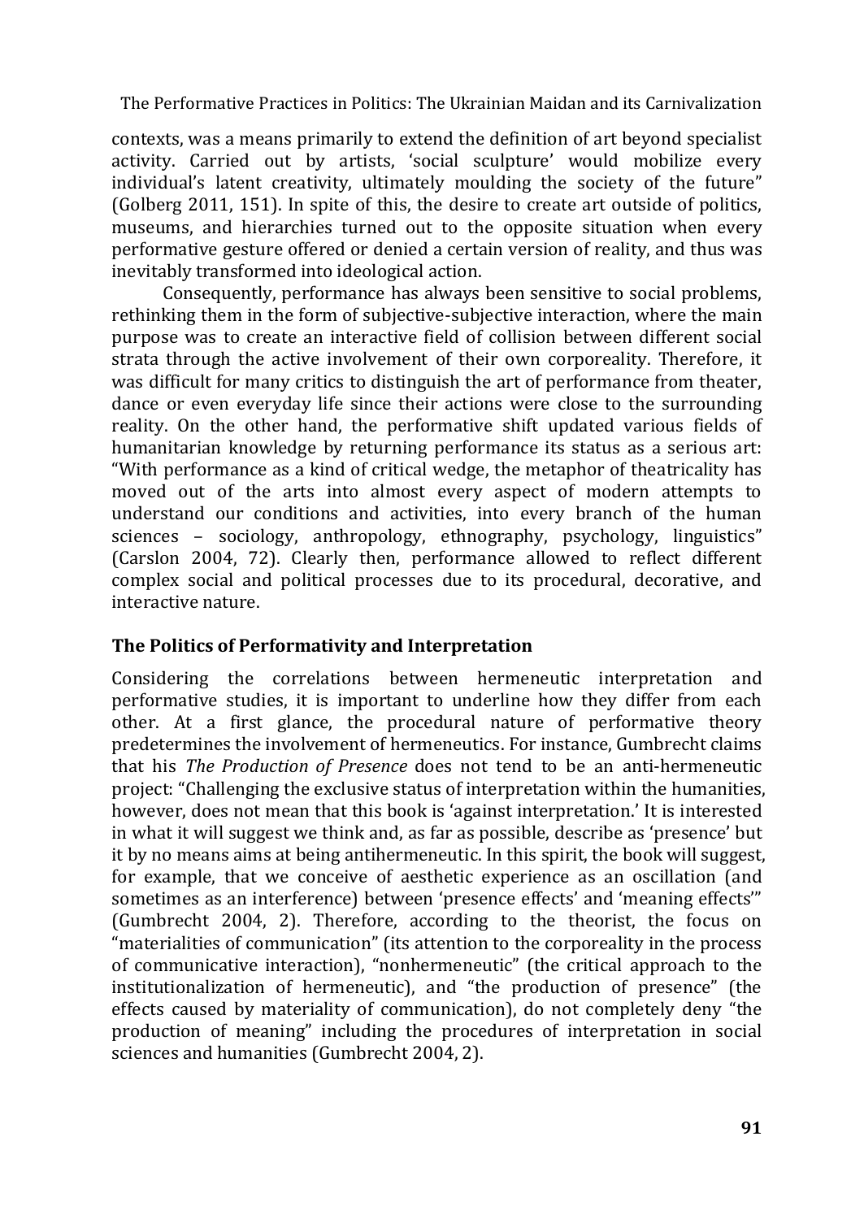contexts, was a means primarily to extend the definition of art beyond specialist activity. Carried out by artists, 'social sculpture' would mobilize every individual's latent creativity, ultimately moulding the society of the future" (Golberg 2011, 151). In spite of this, the desire to create art outside of politics, museums, and hierarchies turned out to the opposite situation when every performative gesture offered or denied a certain version of reality, and thus was inevitably transformed into ideological action.

Consequently, performance has always been sensitive to social problems, rethinking them in the form of subjective-subjective interaction, where the main purpose was to create an interactive field of collision between different social strata through the active involvement of their own corporeality. Therefore, it was difficult for many critics to distinguish the art of performance from theater, dance or even everyday life since their actions were close to the surrounding reality. On the other hand, the performative shift updated various fields of humanitarian knowledge by returning performance its status as a serious art: "With performance as a kind of critical wedge, the metaphor of theatricality has moved out of the arts into almost every aspect of modern attempts to understand our conditions and activities, into every branch of the human sciences – sociology, anthropology, ethnography, psychology, linguistics" (Carslon 2004, 72). Clearly then, performance allowed to reflect different complex social and political processes due to its procedural, decorative, and interactive nature.

## The Politics of Performativity and Interpretation

Considering the correlations between hermeneutic interpretation and performative studies, it is important to underline how they differ from each other. At a first glance, the procedural nature of performative theory predetermines the involvement of hermeneutics. For instance, Gumbrecht claims that his *The Production of Presence* does not tend to be an anti-hermeneutic project: "Challenging the exclusive status of interpretation within the humanities, however, does not mean that this book is 'against interpretation.' It is interested in what it will suggest we think and, as far as possible, describe as 'presence' but it by no means aims at being antihermeneutic. In this spirit, the book will suggest, for example, that we conceive of aesthetic experience as an oscillation (and sometimes as an interference) between 'presence effects' and 'meaning effects'" (Gumbrecht 2004, 2). Therefore, according to the theorist, the focus on "materialities of communication" (its attention to the corporeality in the process of communicative interaction), "nonhermeneutic" (the critical approach to the institutionalization of hermeneutic), and "the production of presence" (the effects caused by materiality of communication), do not completely deny "the production of meaning" including the procedures of interpretation in social sciences and humanities (Gumbrecht 2004, 2).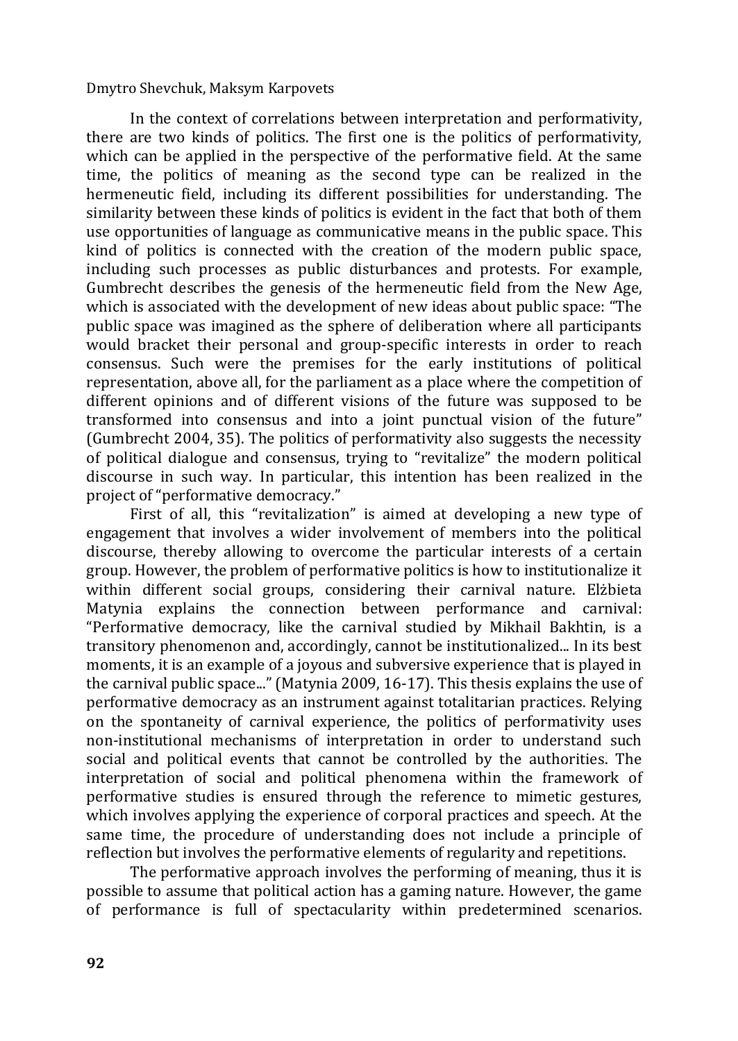In the context of correlations between interpretation and performativity, there are two kinds of politics. The first one is the politics of performativity, which can be applied in the perspective of the performative field. At the same time, the politics of meaning as the second type can be realized in the hermeneutic field, including its different possibilities for understanding. The similarity between these kinds of politics is evident in the fact that both of them use opportunities of language as communicative means in the public space. This kind of politics is connected with the creation of the modern public space, including such processes as public disturbances and protests. For example, Gumbrecht describes the genesis of the hermeneutic field from the New Age, which is associated with the development of new ideas about public space: "The public space was imagined as the sphere of deliberation where all participants would bracket their personal and group-specific interests in order to reach consensus. Such were the premises for the early institutions of political representation, above all, for the parliament as a place where the competition of different opinions and of different visions of the future was supposed to be transformed into consensus and into a joint punctual vision of the future" (Gumbrecht 2004, 35). The politics of performativity also suggests the necessity of political dialogue and consensus, trying to "revitalize" the modern political discourse in such way. In particular, this intention has been realized in the project of "performative democracy."

First of all, this "revitalization" is aimed at developing a new type of engagement that involves a wider involvement of members into the political discourse, thereby allowing to overcome the particular interests of a certain group. However, the problem of performative politics is how to institutionalize it within different social groups, considering their carnival nature. Elżbieta Matynia explains the connection between performance and carnival: "Performative democracy, like the carnival studied by Mikhail Bakhtin, is a transitory phenomenon and, accordingly, cannot be institutionalized... In its best moments, it is an example of a joyous and subversive experience that is played in the carnival public space..." (Matynia 2009, 16-17). This thesis explains the use of performative democracy as an instrument against totalitarian practices. Relying on the spontaneity of carnival experience, the politics of performativity uses non-institutional mechanisms of interpretation in order to understand such social and political events that cannot be controlled by the authorities. The interpretation of social and political phenomena within the framework of performative studies is ensured through the reference to mimetic gestures, which involves applying the experience of corporal practices and speech. At the same time, the procedure of understanding does not include a principle of reflection but involves the performative elements of regularity and repetitions.

The performative approach involves the performing of meaning, thus it is possible to assume that political action has a gaming nature. However, the game of performance is full of spectacularity within predetermined scenarios.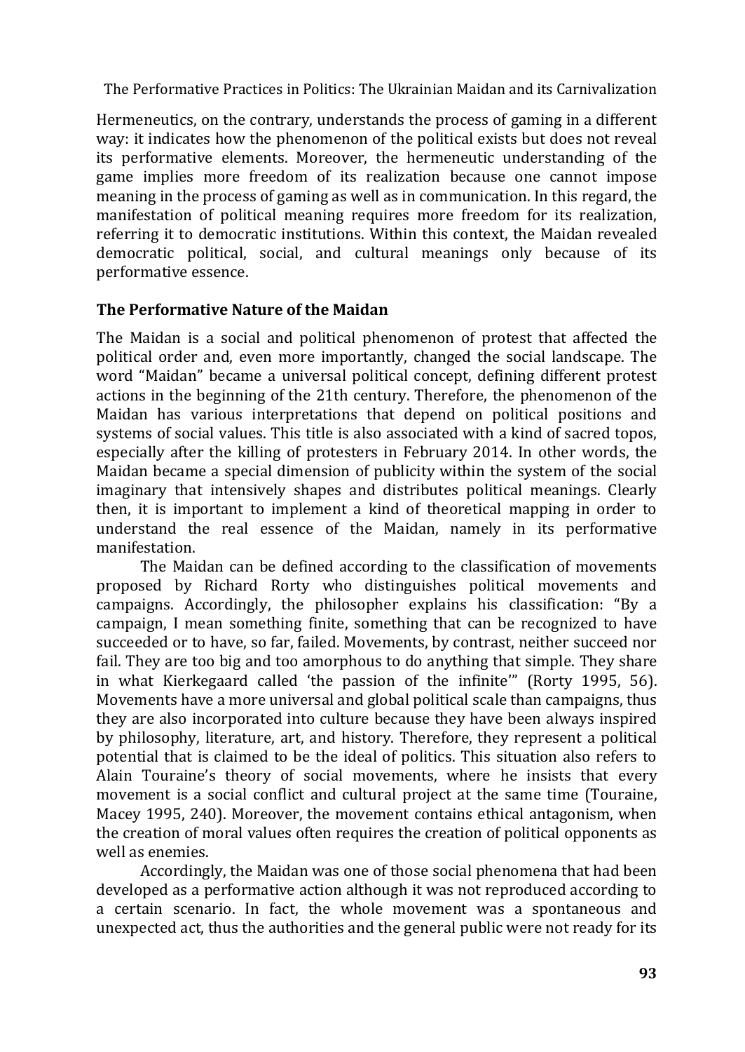Hermeneutics, on the contrary, understands the process of gaming in a different way: it indicates how the phenomenon of the political exists but does not reveal its performative elements. Moreover, the hermeneutic understanding of the game implies more freedom of its realization because one cannot impose meaning in the process of gaming as well as in communication. In this regard, the manifestation of political meaning requires more freedom for its realization, referring it to democratic institutions. Within this context, the Maidan revealed democratic political, social, and cultural meanings only because of its performative essence.

## The Performative Nature of the Maidan

The Maidan is a social and political phenomenon of protest that affected the political order and, even more importantly, changed the social landscape. The word "Maidan" became a universal political concept, defining different protest actions in the beginning of the 21th century. Therefore, the phenomenon of the Maidan has various interpretations that depend on political positions and systems of social values. This title is also associated with a kind of sacred topos, especially after the killing of protesters in February 2014. In other words, the Maidan became a special dimension of publicity within the system of the social imaginary that intensively shapes and distributes political meanings. Clearly then, it is important to implement a kind of theoretical mapping in order to understand the real essence of the Maidan, namely in its performative manifestation.

The Maidan can be defined according to the classification of movements proposed by Richard Rorty who distinguishes political movements and campaigns. Accordingly, the philosopher explains his classification: "By a campaign, I mean something finite, something that can be recognized to have succeeded or to have, so far, failed. Movements, by contrast, neither succeed nor fail. They are too big and too amorphous to do anything that simple. They share in what Kierkegaard called 'the passion of the infinite'" (Rorty 1995, 56). Movements have a more universal and global political scale than campaigns, thus they are also incorporated into culture because they have been always inspired by philosophy, literature, art, and history. Therefore, they represent a political potential that is claimed to be the ideal of politics. This situation also refers to Alain Touraine's theory of social movements, where he insists that every movement is a social conflict and cultural project at the same time (Touraine, Macey 1995, 240). Moreover, the movement contains ethical antagonism, when the creation of moral values often requires the creation of political opponents as well as enemies.

Accordingly, the Maidan was one of those social phenomena that had been developed as a performative action although it was not reproduced according to a certain scenario. In fact, the whole movement was a spontaneous and unexpected act, thus the authorities and the general public were not ready for its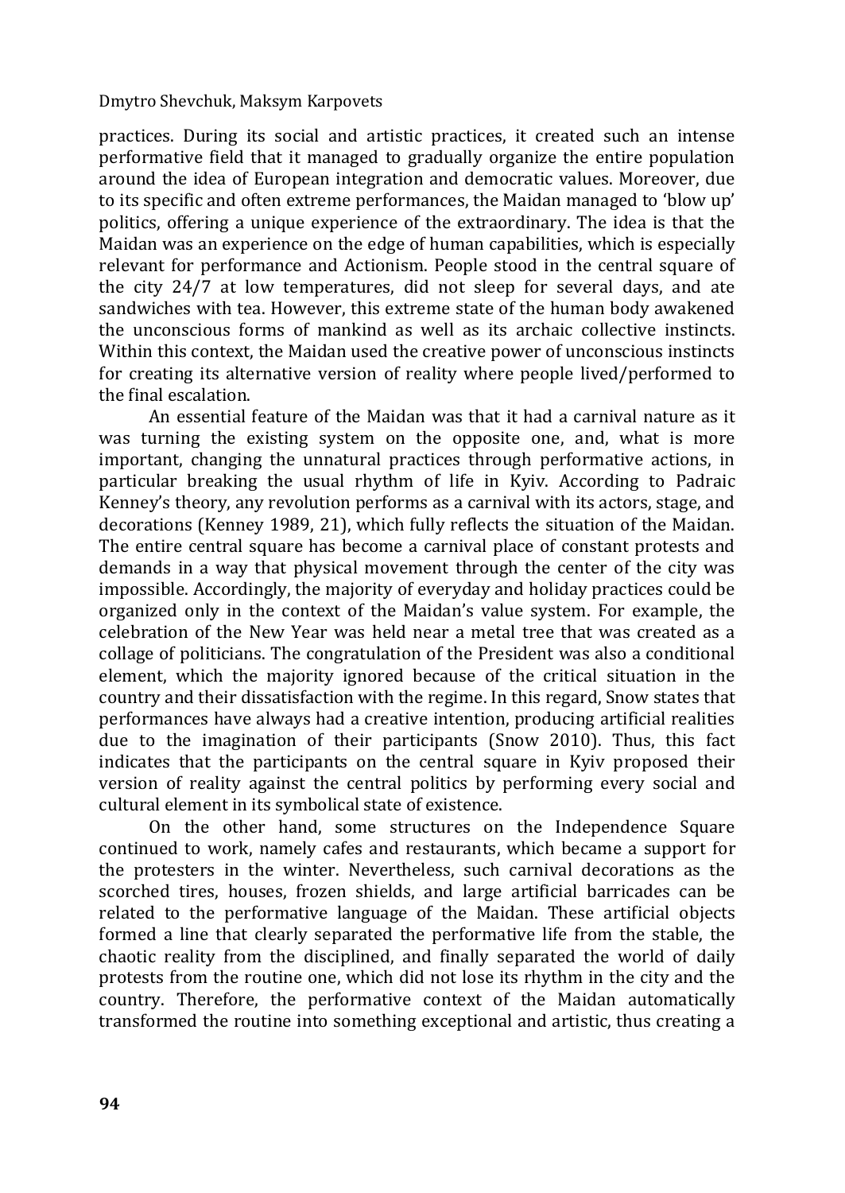practices. During its social and artistic practices, it created such an intense performative field that it managed to gradually organize the entire population around the idea of European integration and democratic values. Moreover, due to its specific and often extreme performances, the Maidan managed to 'blow up' politics, offering a unique experience of the extraordinary. The idea is that the Maidan was an experience on the edge of human capabilities, which is especially relevant for performance and Actionism. People stood in the central square of the city 24/7 at low temperatures, did not sleep for several days, and ate sandwiches with tea. However, this extreme state of the human body awakened the unconscious forms of mankind as well as its archaic collective instincts. Within this context, the Maidan used the creative power of unconscious instincts for creating its alternative version of reality where people lived/performed to the final escalation.

An essential feature of the Maidan was that it had a carnival nature as it was turning the existing system on the opposite one, and, what is more important, changing the unnatural practices through performative actions, in particular breaking the usual rhythm of life in Kyiv. According to Padraic Kenney's theory, any revolution performs as a carnival with its actors, stage, and decorations (Kenney 1989, 21), which fully reflects the situation of the Maidan. The entire central square has become a carnival place of constant protests and demands in a way that physical movement through the center of the city was impossible. Accordingly, the majority of everyday and holiday practices could be organized only in the context of the Maidan's value system. For example, the celebration of the New Year was held near a metal tree that was created as a collage of politicians. The congratulation of the President was also a conditional element, which the majority ignored because of the critical situation in the country and their dissatisfaction with the regime. In this regard, Snow states that performances have always had a creative intention, producing artificial realities due to the imagination of their participants (Snow 2010). Thus, this fact indicates that the participants on the central square in Kyiv proposed their version of reality against the central politics by performing every social and cultural element in its symbolical state of existence.

On the other hand, some structures on the Independence Square continued to work, namely cafes and restaurants, which became a support for the protesters in the winter. Nevertheless, such carnival decorations as the scorched tires, houses, frozen shields, and large artificial barricades can be related to the performative language of the Maidan. These artificial objects formed a line that clearly separated the performative life from the stable, the chaotic reality from the disciplined, and finally separated the world of daily protests from the routine one, which did not lose its rhythm in the city and the country. Therefore, the performative context of the Maidan automatically transformed the routine into something exceptional and artistic, thus creating a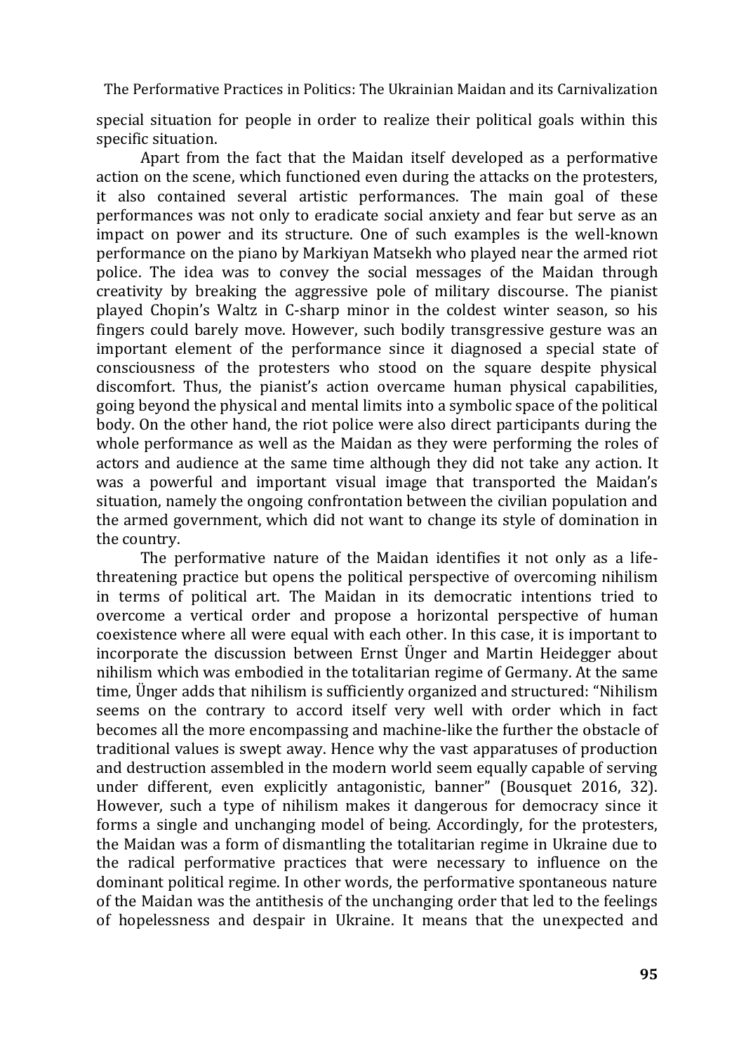special situation for people in order to realize their political goals within this specific situation.

Apart from the fact that the Maidan itself developed as a performative action on the scene, which functioned even during the attacks on the protesters, it also contained several artistic performances. The main goal of these performances was not only to eradicate social anxiety and fear but serve as an impact on power and its structure. One of such examples is the well-known performance on the piano by Markiyan Matsekh who played near the armed riot police. The idea was to convey the social messages of the Maidan through creativity by breaking the aggressive pole of military discourse. The pianist played Chopin's Waltz in C-sharp minor in the coldest winter season, so his fingers could barely move. However, such bodily transgressive gesture was an important element of the performance since it diagnosed a special state of consciousness of the protesters who stood on the square despite physical discomfort. Thus, the pianist's action overcame human physical capabilities, going beyond the physical and mental limits into a symbolic space of the political body. On the other hand, the riot police were also direct participants during the whole performance as well as the Maidan as they were performing the roles of actors and audience at the same time although they did not take any action. It was a powerful and important visual image that transported the Maidan's situation, namely the ongoing confrontation between the civilian population and the armed government, which did not want to change its style of domination in the country.

The performative nature of the Maidan identifies it not only as a life-threatening practice but opens the political perspective of overcoming nihilism in terms of political art. The Maidan in its democratic intentions tried to overcome a vertical order and propose a horizontal perspective of human coexistence where all were equal with each other. In this case, it is important to incorporate the discussion between Ernst Ünger and Martin Heidegger about nihilism which was embodied in the totalitarian regime of Germany. At the same time, Ünger adds that nihilism is sufficiently organized and structured: "Nihilism seems on the contrary to accord itself very well with order which in fact becomes all the more encompassing and machine-like the further the obstacle of traditional values is swept away. Hence why the vast apparatuses of production and destruction assembled in the modern world seem equally capable of serving under different, even explicitly antagonistic, banner" (Bousquet 2016, 32). However, such a type of nihilism makes it dangerous for democracy since it forms a single and unchanging model of being. Accordingly, for the protesters, the Maidan was a form of dismantling the totalitarian regime in Ukraine due to the radical performative practices that were necessary to influence on the dominant political regime. In other words, the performative spontaneous nature of the Maidan was the antithesis of the unchanging order that led to the feelings of hopelessness and despair in Ukraine. It means that the unexpected and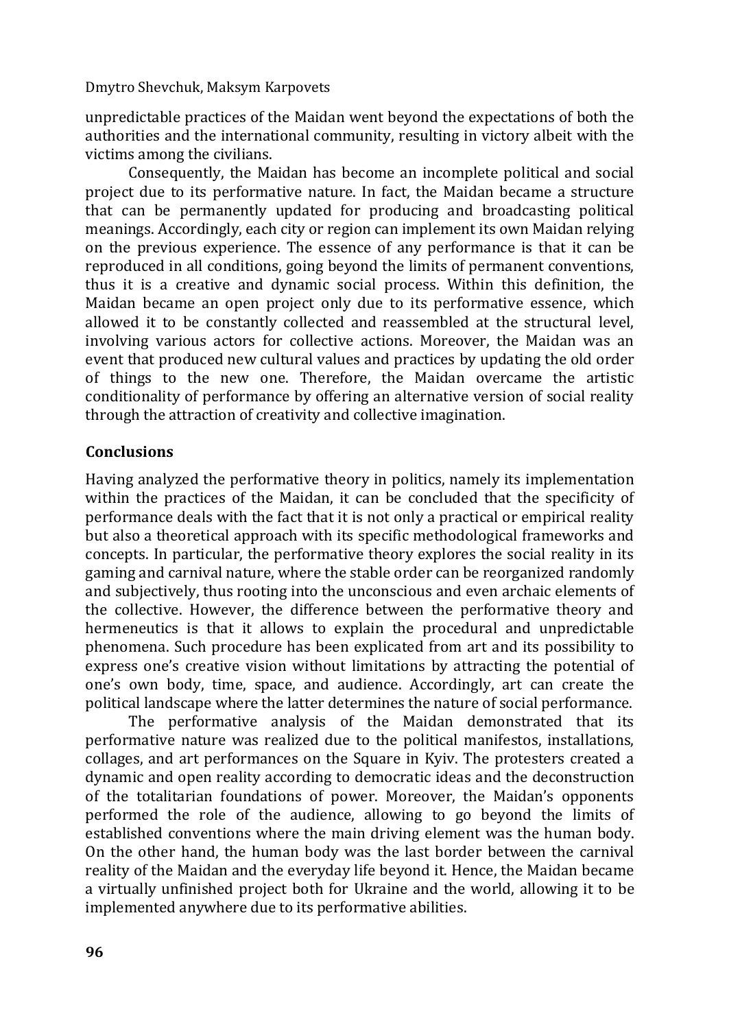unpredictable practices of the Maidan went beyond the expectations of both the authorities and the international community, resulting in victory albeit with the victims among the civilians.

Consequently, the Maidan has become an incomplete political and social project due to its performative nature. In fact, the Maidan became a structure that can be permanently updated for producing and broadcasting political meanings. Accordingly, each city or region can implement its own Maidan relying on the previous experience. The essence of any performance is that it can be reproduced in all conditions, going beyond the limits of permanent conventions, thus it is a creative and dynamic social process. Within this definition, the Maidan became an open project only due to its performative essence, which allowed it to be constantly collected and reassembled at the structural level, involving various actors for collective actions. Moreover, the Maidan was an event that produced new cultural values and practices by updating the old order of things to the new one. Therefore, the Maidan overcame the artistic conditionality of performance by offering an alternative version of social reality through the attraction of creativity and collective imagination.

## Conclusions

Having analyzed the performative theory in politics, namely its implementation within the practices of the Maidan, it can be concluded that the specificity of performance deals with the fact that it is not only a practical or empirical reality but also a theoretical approach with its specific methodological frameworks and concepts. In particular, the performative theory explores the social reality in its gaming and carnival nature, where the stable order can be reorganized randomly and subjectively, thus rooting into the unconscious and even archaic elements of the collective. However, the difference between the performative theory and hermeneutics is that it allows to explain the procedural and unpredictable phenomena. Such procedure has been explicated from art and its possibility to express one's creative vision without limitations by attracting the potential of one's own body, time, space, and audience. Accordingly, art can create the political landscape where the latter determines the nature of social performance.

The performative analysis of the Maidan demonstrated that its performative nature was realized due to the political manifestos, installations, collages, and art performances on the Square in Kyiv. The protesters created a dynamic and open reality according to democratic ideas and the deconstruction of the totalitarian foundations of power. Moreover, the Maidan's opponents performed the role of the audience, allowing to go beyond the limits of established conventions where the main driving element was the human body. On the other hand, the human body was the last border between the carnival reality of the Maidan and the everyday life beyond it. Hence, the Maidan became a virtually unfinished project both for Ukraine and the world, allowing it to be implemented anywhere due to its performative abilities.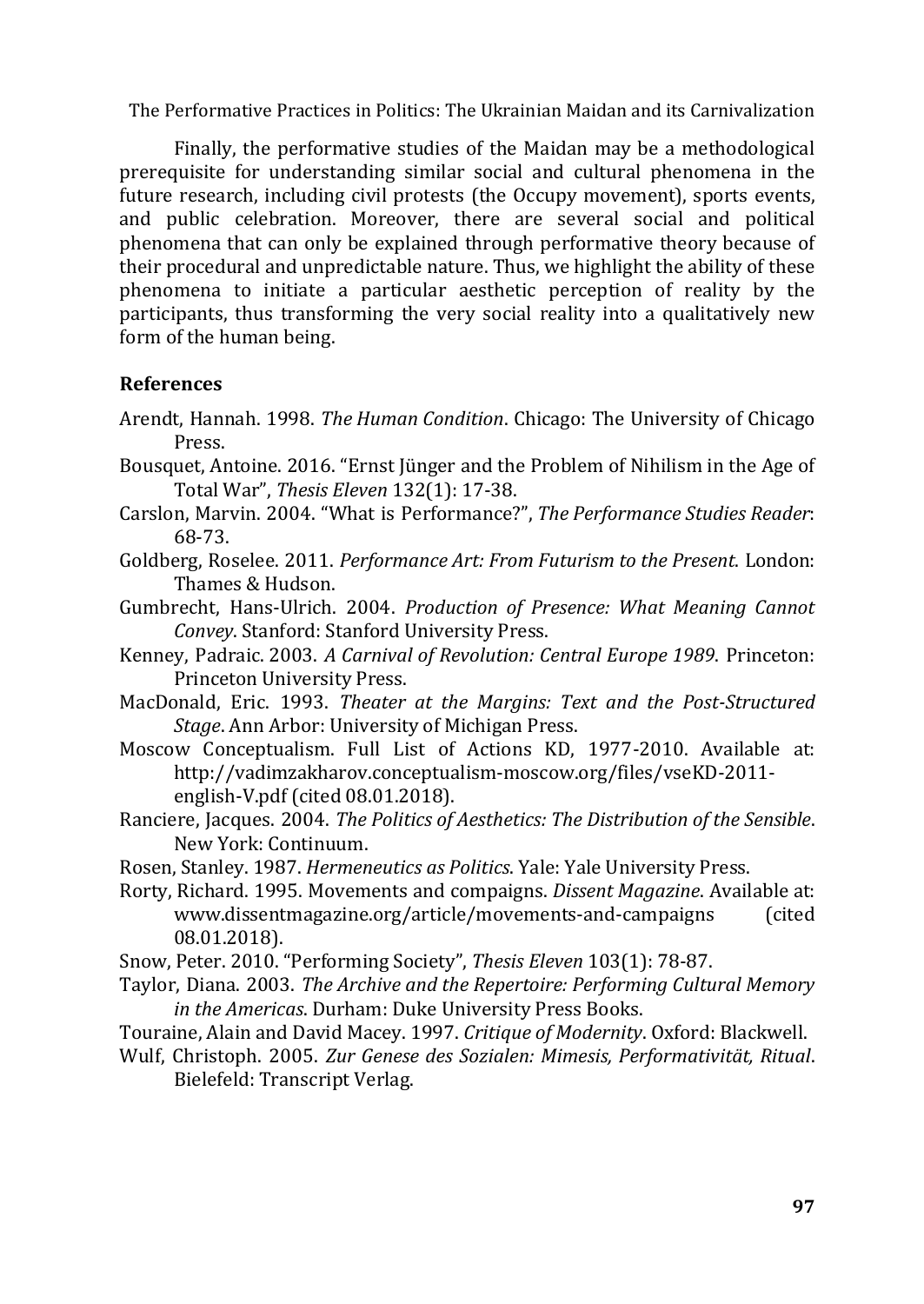Finally, the performative studies of the Maidan may be a methodological prerequisite for understanding similar social and cultural phenomena in the future research, including civil protests (the Occupy movement), sports events, and public celebration. Moreover, there are several social and political phenomena that can only be explained through performative theory because of their procedural and unpredictable nature. Thus, we highlight the ability of these phenomena to initiate a particular aesthetic perception of reality by the participants, thus transforming the very social reality into a qualitatively new form of the human being.

## References

Arendt, Hannah. 1998. *The Human Condition*. Chicago: The University of Chicago Press.

Bousquet, Antoine. 2016. "Ernst Jünger and the Problem of Nihilism in the Age of Total War", *Thesis Eleven* 132(1): 17-38.

Carslon, Marvin. 2004. "What is Performance?", *The Performance Studies Reader*: 68-73.

Goldberg, Roselee. 2011. *Performance Art: From Futurism to the Present*. London: Thames & Hudson.

Gumbrecht, Hans-Ulrich. 2004. *Production of Presence: What Meaning Cannot Convey*. Stanford: Stanford University Press.

Kenney, Padraic. 2003. *A Carnival of Revolution: Central Europe 1989*. Princeton: Princeton University Press.

MacDonald, Eric. 1993. *Theater at the Margins: Text and the Post-Structured Stage*. Ann Arbor: University of Michigan Press.

Moscow Conceptualism. Full List of Actions KD, 1977-2010. Available at: http://vadimzakharov.conceptualism-moscow.org/files/vseKD-2011-english-V.pdf (cited 08.01.2018).

Ranciere, Jacques. 2004. *The Politics of Aesthetics: The Distribution of the Sensible*. New York: Continuum.

Rosen, Stanley. 1987. *Hermeneutics as Politics*. Yale: Yale University Press.

Rorty, Richard. 1995. Movements and compaigns. *Dissent Magazine*. Available at: www.dissentmagazine.org/article/movements-and-campaigns (cited 08.01.2018).

Snow, Peter. 2010. "Performing Society", *Thesis Eleven* 103(1): 78-87.

Taylor, Diana. 2003. *The Archive and the Repertoire: Performing Cultural Memory in the Americas*. Durham: Duke University Press Books.

Touraine, Alain and David Macey. 1997. *Critique of Modernity*. Oxford: Blackwell.

Wulf, Christoph. 2005. *Zur Genese des Sozialen: Mimesis, Performativität, Ritual*. Bielefeld: Transcript Verlag.